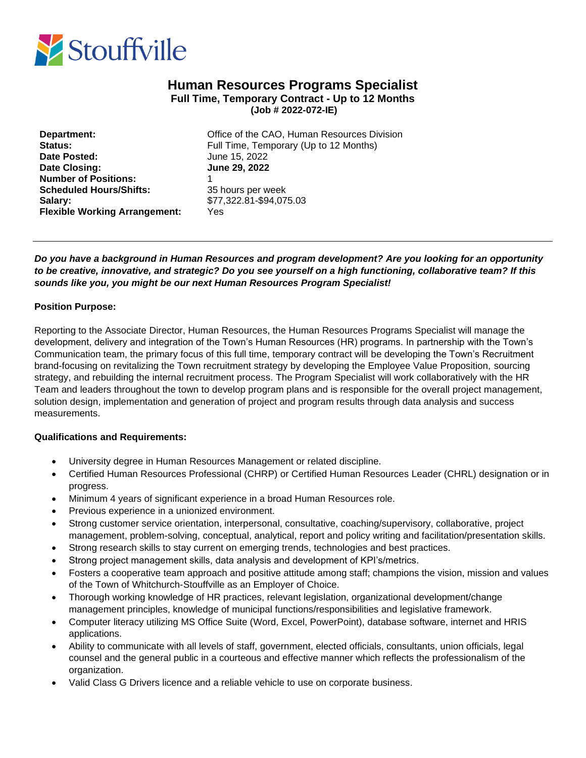Stouffville

# Human Resources Programs Specialist

**Full Time, Temporary Contract - Up to 12 Months**

**(Job # 2022-072-IE)**

| | |
|---|---|
| **Department:** | Office of the CAO, Human Resources Division |
| **Status:** | Full Time, Temporary (Up to 12 Months) |
| **Date Posted:** | June 15, 2022 |
| **Date Closing:** | **June 29, 2022** |
| **Number of Positions:** | 1 |
| **Scheduled Hours/Shifts:** | 35 hours per week |
| **Salary:** | $77,322.81-$94,075.03 |
| **Flexible Working Arrangement:** | Yes |

---

***Do you have a background in Human Resources and program development? Are you looking for an opportunity to be creative, innovative, and strategic? Do you see yourself on a high functioning, collaborative team? If this sounds like you, you might be our next Human Resources Program Specialist!***

**Position Purpose:**

Reporting to the Associate Director, Human Resources, the Human Resources Programs Specialist will manage the development, delivery and integration of the Town's Human Resources (HR) programs. In partnership with the Town's Communication team, the primary focus of this full time, temporary contract will be developing the Town's Recruitment brand-focusing on revitalizing the Town recruitment strategy by developing the Employee Value Proposition, sourcing strategy, and rebuilding the internal recruitment process. The Program Specialist will work collaboratively with the HR Team and leaders throughout the town to develop program plans and is responsible for the overall project management, solution design, implementation and generation of project and program results through data analysis and success measurements.

**Qualifications and Requirements:**

- University degree in Human Resources Management or related discipline.
- Certified Human Resources Professional (CHRP) or Certified Human Resources Leader (CHRL) designation or in progress.
- Minimum 4 years of significant experience in a broad Human Resources role.
- Previous experience in a unionized environment.
- Strong customer service orientation, interpersonal, consultative, coaching/supervisory, collaborative, project management, problem-solving, conceptual, analytical, report and policy writing and facilitation/presentation skills.
- Strong research skills to stay current on emerging trends, technologies and best practices.
- Strong project management skills, data analysis and development of KPI's/metrics.
- Fosters a cooperative team approach and positive attitude among staff; champions the vision, mission and values of the Town of Whitchurch-Stouffville as an Employer of Choice.
- Thorough working knowledge of HR practices, relevant legislation, organizational development/change management principles, knowledge of municipal functions/responsibilities and legislative framework.
- Computer literacy utilizing MS Office Suite (Word, Excel, PowerPoint), database software, internet and HRIS applications.
- Ability to communicate with all levels of staff, government, elected officials, consultants, union officials, legal counsel and the general public in a courteous and effective manner which reflects the professionalism of the organization.
- Valid Class G Drivers licence and a reliable vehicle to use on corporate business.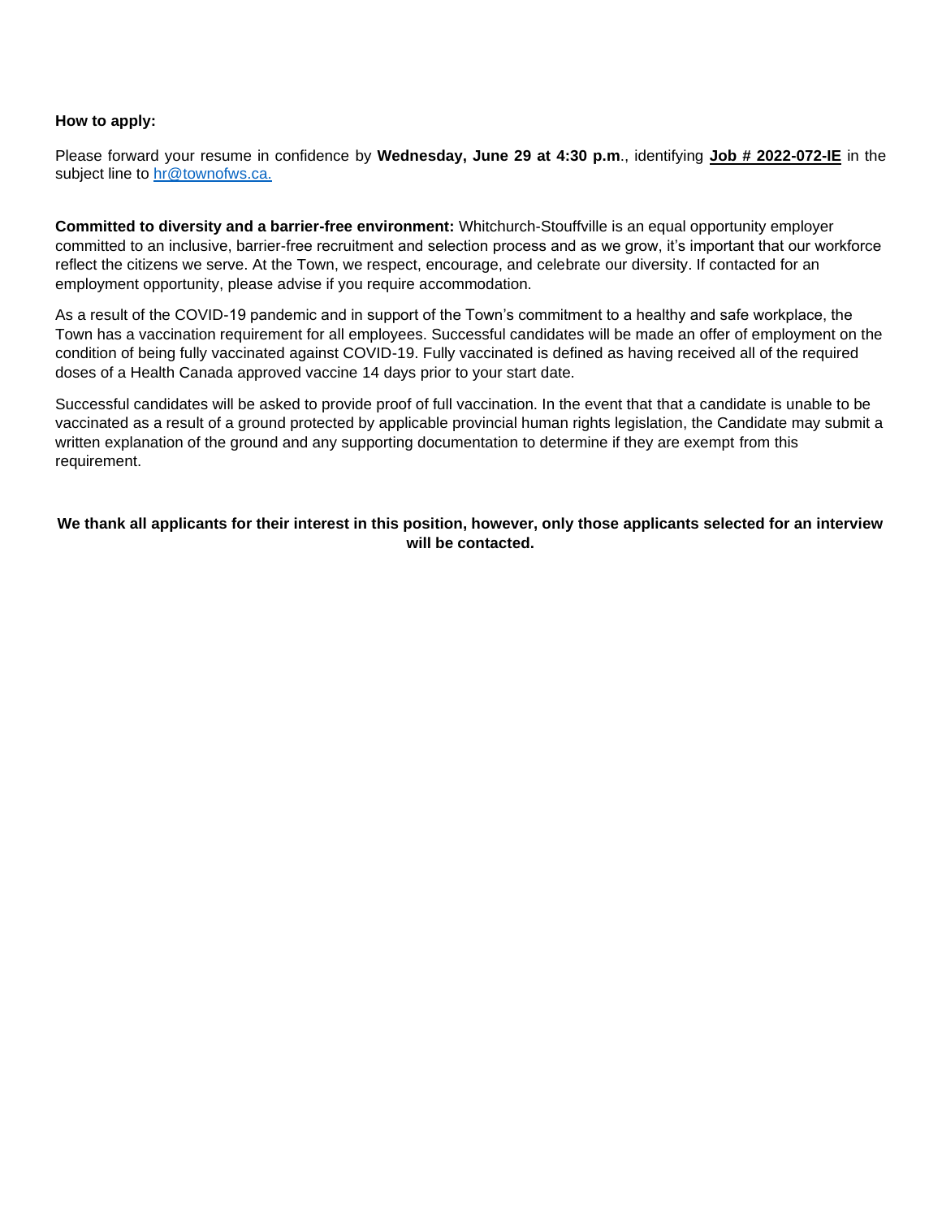**How to apply:**

Please forward your resume in confidence by **Wednesday, June 29 at 4:30 p.m**., identifying **Job # 2022-072-IE** in the subject line to [hr@townofws.ca.](mailto:hr@townofws.ca)

**Committed to diversity and a barrier-free environment:** Whitchurch-Stouffville is an equal opportunity employer committed to an inclusive, barrier-free recruitment and selection process and as we grow, it's important that our workforce reflect the citizens we serve. At the Town, we respect, encourage, and celebrate our diversity. If contacted for an employment opportunity, please advise if you require accommodation.

As a result of the COVID-19 pandemic and in support of the Town's commitment to a healthy and safe workplace, the Town has a vaccination requirement for all employees. Successful candidates will be made an offer of employment on the condition of being fully vaccinated against COVID-19. Fully vaccinated is defined as having received all of the required doses of a Health Canada approved vaccine 14 days prior to your start date.

Successful candidates will be asked to provide proof of full vaccination. In the event that that a candidate is unable to be vaccinated as a result of a ground protected by applicable provincial human rights legislation, the Candidate may submit a written explanation of the ground and any supporting documentation to determine if they are exempt from this requirement.

**We thank all applicants for their interest in this position, however, only those applicants selected for an interview will be contacted.**